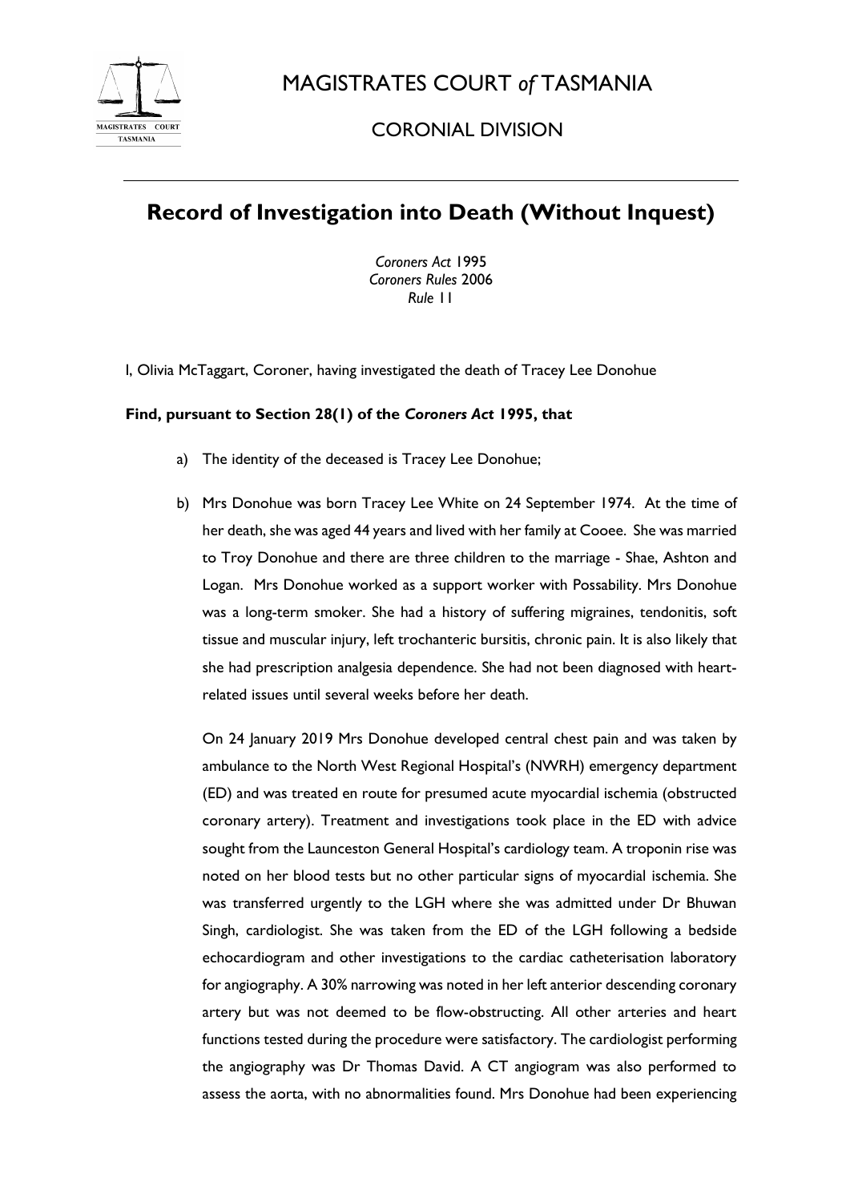# MAGISTRATES COURT *of* TASMANIA

## CORONIAL DIVISION

---

# Record of Investigation into Death (Without Inquest)

*Coroners Act* 1995
*Coroners Rules* 2006
*Rule* 11

I, Olivia McTaggart, Coroner, having investigated the death of Tracey Lee Donohue

**Find, pursuant to Section 28(1) of the *Coroners Act* 1995, that**

a) The identity of the deceased is Tracey Lee Donohue;

b) Mrs Donohue was born Tracey Lee White on 24 September 1974. At the time of her death, she was aged 44 years and lived with her family at Cooee. She was married to Troy Donohue and there are three children to the marriage - Shae, Ashton and Logan. Mrs Donohue worked as a support worker with Possability. Mrs Donohue was a long-term smoker. She had a history of suffering migraines, tendonitis, soft tissue and muscular injury, left trochanteric bursitis, chronic pain. It is also likely that she had prescription analgesia dependence. She had not been diagnosed with heart-related issues until several weeks before her death.

On 24 January 2019 Mrs Donohue developed central chest pain and was taken by ambulance to the North West Regional Hospital's (NWRH) emergency department (ED) and was treated en route for presumed acute myocardial ischemia (obstructed coronary artery). Treatment and investigations took place in the ED with advice sought from the Launceston General Hospital's cardiology team. A troponin rise was noted on her blood tests but no other particular signs of myocardial ischemia. She was transferred urgently to the LGH where she was admitted under Dr Bhuwan Singh, cardiologist. She was taken from the ED of the LGH following a bedside echocardiogram and other investigations to the cardiac catheterisation laboratory for angiography. A 30% narrowing was noted in her left anterior descending coronary artery but was not deemed to be flow-obstructing. All other arteries and heart functions tested during the procedure were satisfactory. The cardiologist performing the angiography was Dr Thomas David. A CT angiogram was also performed to assess the aorta, with no abnormalities found. Mrs Donohue had been experiencing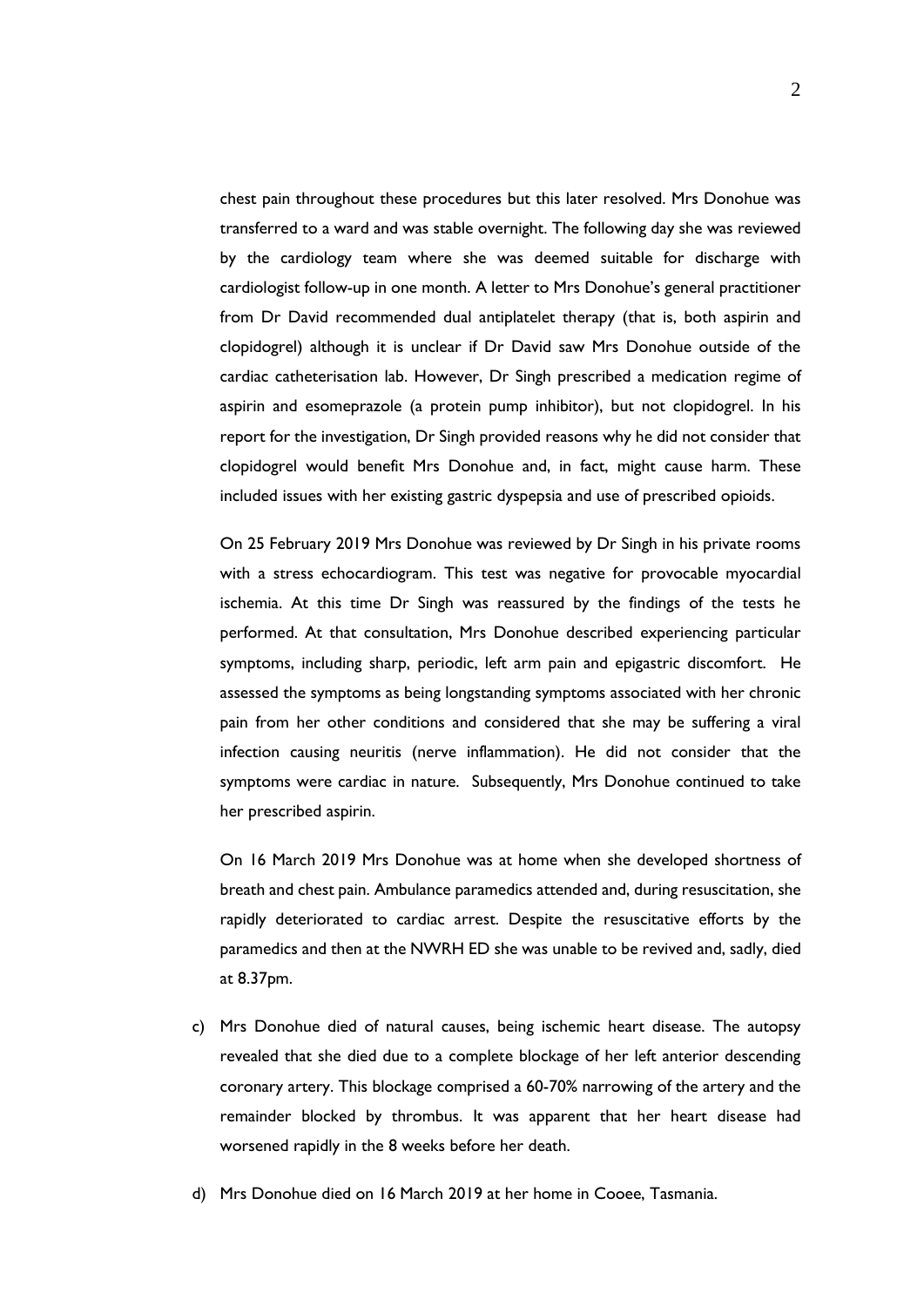chest pain throughout these procedures but this later resolved. Mrs Donohue was transferred to a ward and was stable overnight. The following day she was reviewed by the cardiology team where she was deemed suitable for discharge with cardiologist follow-up in one month. A letter to Mrs Donohue's general practitioner from Dr David recommended dual antiplatelet therapy (that is, both aspirin and clopidogrel) although it is unclear if Dr David saw Mrs Donohue outside of the cardiac catheterisation lab. However, Dr Singh prescribed a medication regime of aspirin and esomeprazole (a protein pump inhibitor), but not clopidogrel. In his report for the investigation, Dr Singh provided reasons why he did not consider that clopidogrel would benefit Mrs Donohue and, in fact, might cause harm. These included issues with her existing gastric dyspepsia and use of prescribed opioids.

On 25 February 2019 Mrs Donohue was reviewed by Dr Singh in his private rooms with a stress echocardiogram. This test was negative for provocable myocardial ischemia. At this time Dr Singh was reassured by the findings of the tests he performed. At that consultation, Mrs Donohue described experiencing particular symptoms, including sharp, periodic, left arm pain and epigastric discomfort. He assessed the symptoms as being longstanding symptoms associated with her chronic pain from her other conditions and considered that she may be suffering a viral infection causing neuritis (nerve inflammation). He did not consider that the symptoms were cardiac in nature. Subsequently, Mrs Donohue continued to take her prescribed aspirin.

On 16 March 2019 Mrs Donohue was at home when she developed shortness of breath and chest pain. Ambulance paramedics attended and, during resuscitation, she rapidly deteriorated to cardiac arrest. Despite the resuscitative efforts by the paramedics and then at the NWRH ED she was unable to be revived and, sadly, died at 8.37pm.

c) Mrs Donohue died of natural causes, being ischemic heart disease. The autopsy revealed that she died due to a complete blockage of her left anterior descending coronary artery. This blockage comprised a 60-70% narrowing of the artery and the remainder blocked by thrombus. It was apparent that her heart disease had worsened rapidly in the 8 weeks before her death.

d) Mrs Donohue died on 16 March 2019 at her home in Cooee, Tasmania.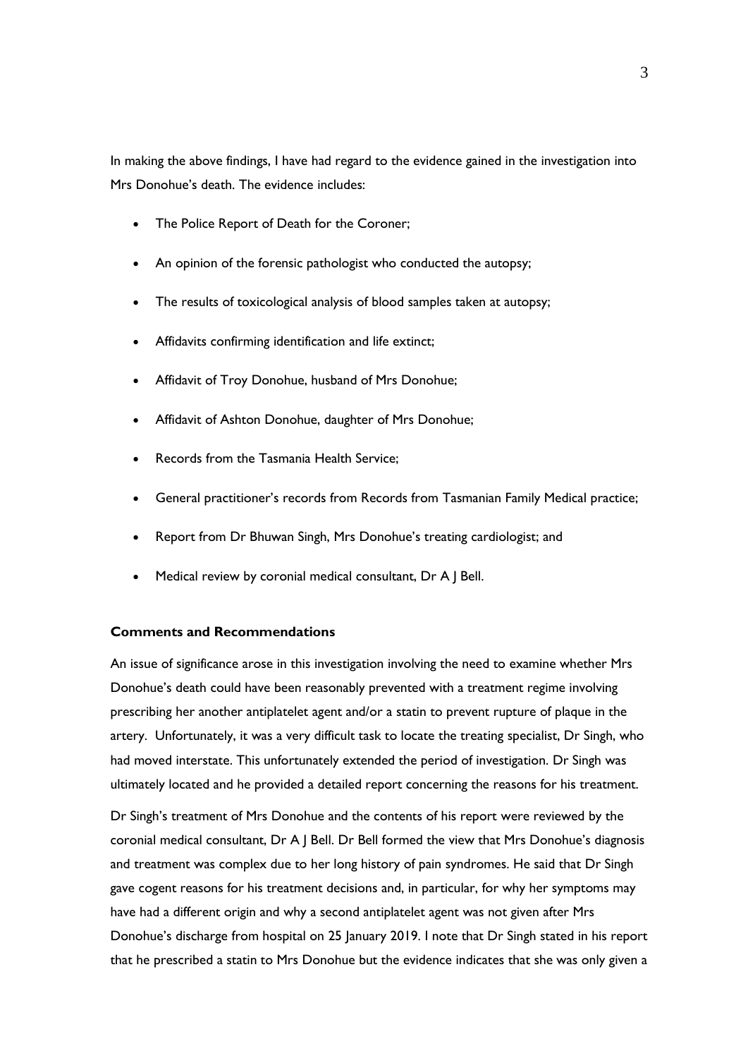In making the above findings, I have had regard to the evidence gained in the investigation into Mrs Donohue's death. The evidence includes:

- The Police Report of Death for the Coroner;
- An opinion of the forensic pathologist who conducted the autopsy;
- The results of toxicological analysis of blood samples taken at autopsy;
- Affidavits confirming identification and life extinct;
- Affidavit of Troy Donohue, husband of Mrs Donohue;
- Affidavit of Ashton Donohue, daughter of Mrs Donohue;
- Records from the Tasmania Health Service;
- General practitioner's records from Records from Tasmanian Family Medical practice;
- Report from Dr Bhuwan Singh, Mrs Donohue's treating cardiologist; and
- Medical review by coronial medical consultant, Dr A J Bell.

**Comments and Recommendations**

An issue of significance arose in this investigation involving the need to examine whether Mrs Donohue's death could have been reasonably prevented with a treatment regime involving prescribing her another antiplatelet agent and/or a statin to prevent rupture of plaque in the artery. Unfortunately, it was a very difficult task to locate the treating specialist, Dr Singh, who had moved interstate. This unfortunately extended the period of investigation. Dr Singh was ultimately located and he provided a detailed report concerning the reasons for his treatment.

Dr Singh's treatment of Mrs Donohue and the contents of his report were reviewed by the coronial medical consultant, Dr A J Bell. Dr Bell formed the view that Mrs Donohue's diagnosis and treatment was complex due to her long history of pain syndromes. He said that Dr Singh gave cogent reasons for his treatment decisions and, in particular, for why her symptoms may have had a different origin and why a second antiplatelet agent was not given after Mrs Donohue's discharge from hospital on 25 January 2019. I note that Dr Singh stated in his report that he prescribed a statin to Mrs Donohue but the evidence indicates that she was only given a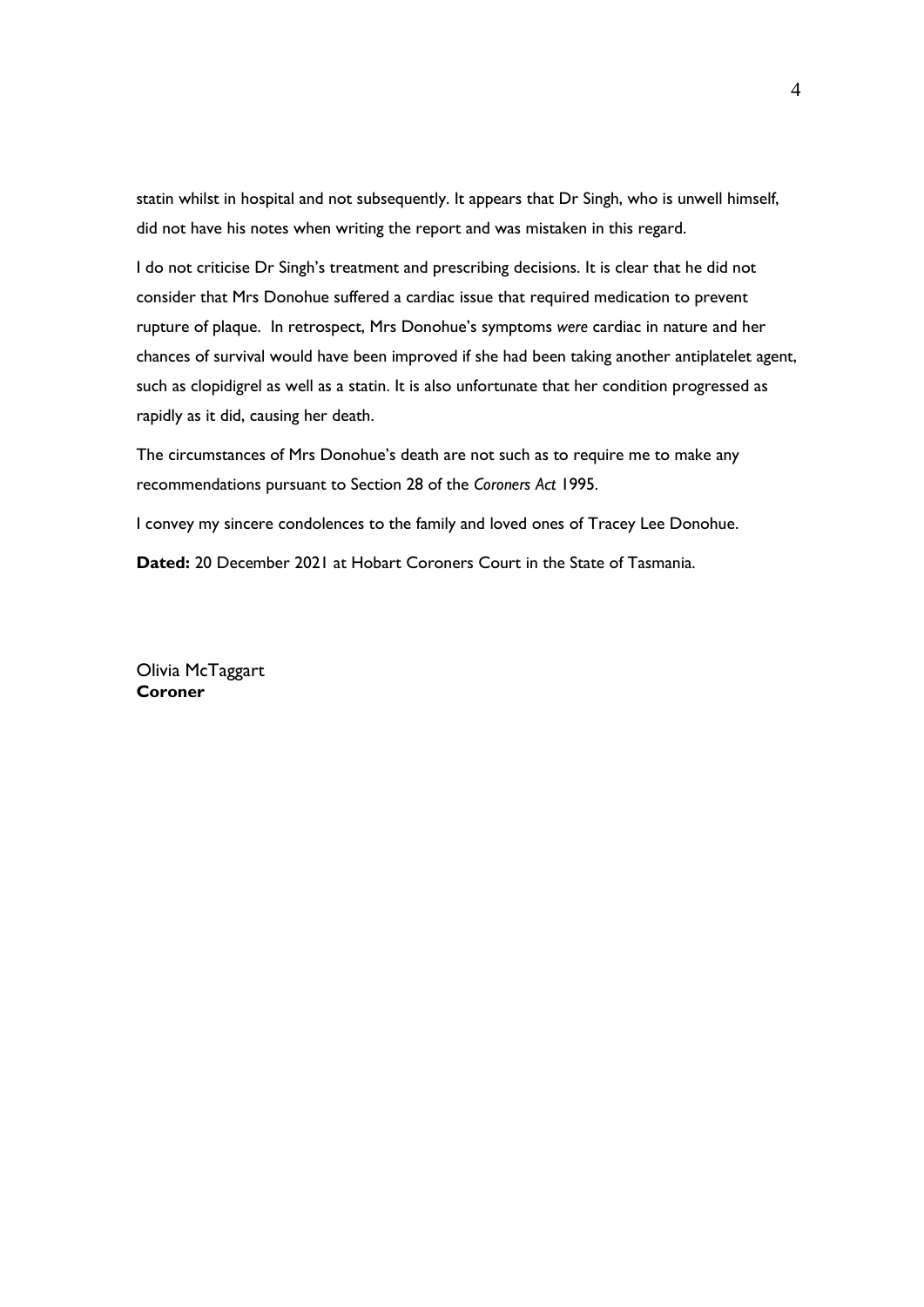statin whilst in hospital and not subsequently. It appears that Dr Singh, who is unwell himself, did not have his notes when writing the report and was mistaken in this regard.

I do not criticise Dr Singh's treatment and prescribing decisions. It is clear that he did not consider that Mrs Donohue suffered a cardiac issue that required medication to prevent rupture of plaque. In retrospect, Mrs Donohue's symptoms *were* cardiac in nature and her chances of survival would have been improved if she had been taking another antiplatelet agent, such as clopidigrel as well as a statin. It is also unfortunate that her condition progressed as rapidly as it did, causing her death.

The circumstances of Mrs Donohue's death are not such as to require me to make any recommendations pursuant to Section 28 of the *Coroners Act* 1995.

I convey my sincere condolences to the family and loved ones of Tracey Lee Donohue.

**Dated:** 20 December 2021 at Hobart Coroners Court in the State of Tasmania.

Olivia McTaggart
**Coroner**